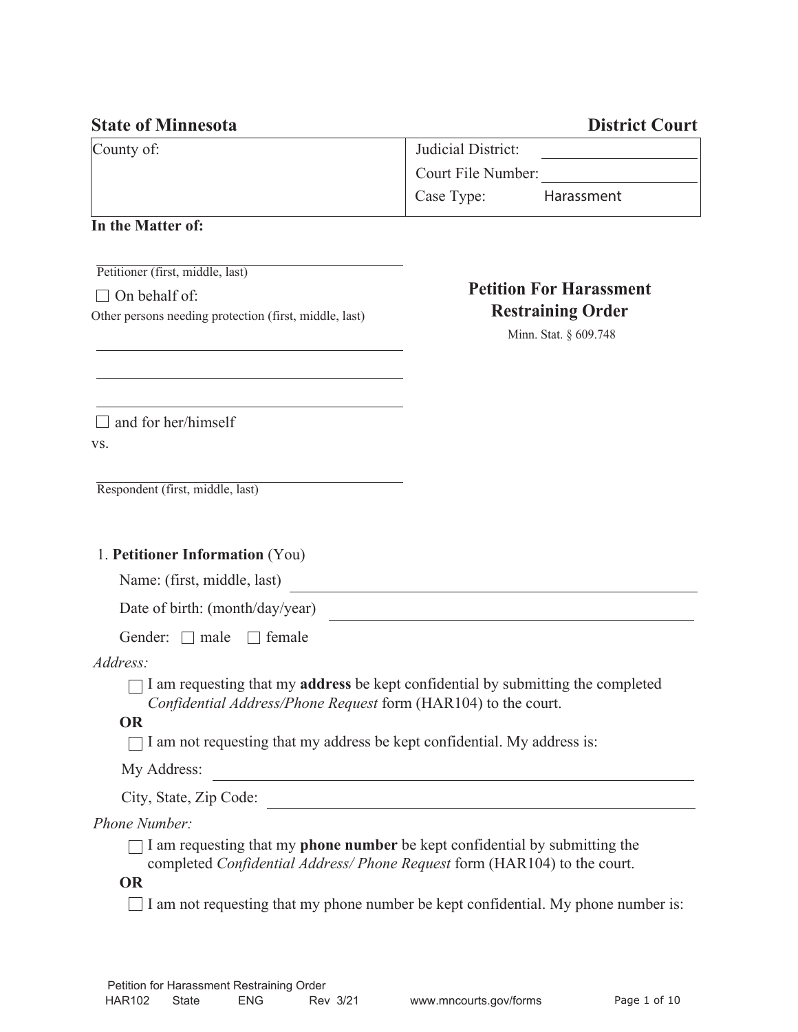**State of Minnesota** | **District Court**

| County of: | Judicial District: ______ |
|---|---|
| | Court File Number: ______ |
| | Case Type: Harassment |

**In the Matter of:**

______________________________
Petitioner (first, middle, last)

☐ On behalf of:
Other persons needing protection (first, middle, last)

______________________________

______________________________

______________________________

☐ and for her/himself

vs.

______________________________
Respondent (first, middle, last)

## Petition For Harassment Restraining Order

Minn. Stat. § 609.748

1. **Petitioner Information** (You)

   Name: (first, middle, last) ______________________________

   Date of birth: (month/day/year) ______________________________

   Gender: ☐ male ☐ female

   *Address:*

   ☐ I am requesting that my **address** be kept confidential by submitting the completed *Confidential Address/Phone Request* form (HAR104) to the court.

   **OR**

   ☐ I am not requesting that my address be kept confidential. My address is:

   My Address: ______________________________

   City, State, Zip Code: ______________________________

   *Phone Number:*

   ☐ I am requesting that my **phone number** be kept confidential by submitting the completed *Confidential Address/ Phone Request* form (HAR104) to the court.

   **OR**

   ☐ I am not requesting that my phone number be kept confidential. My phone number is: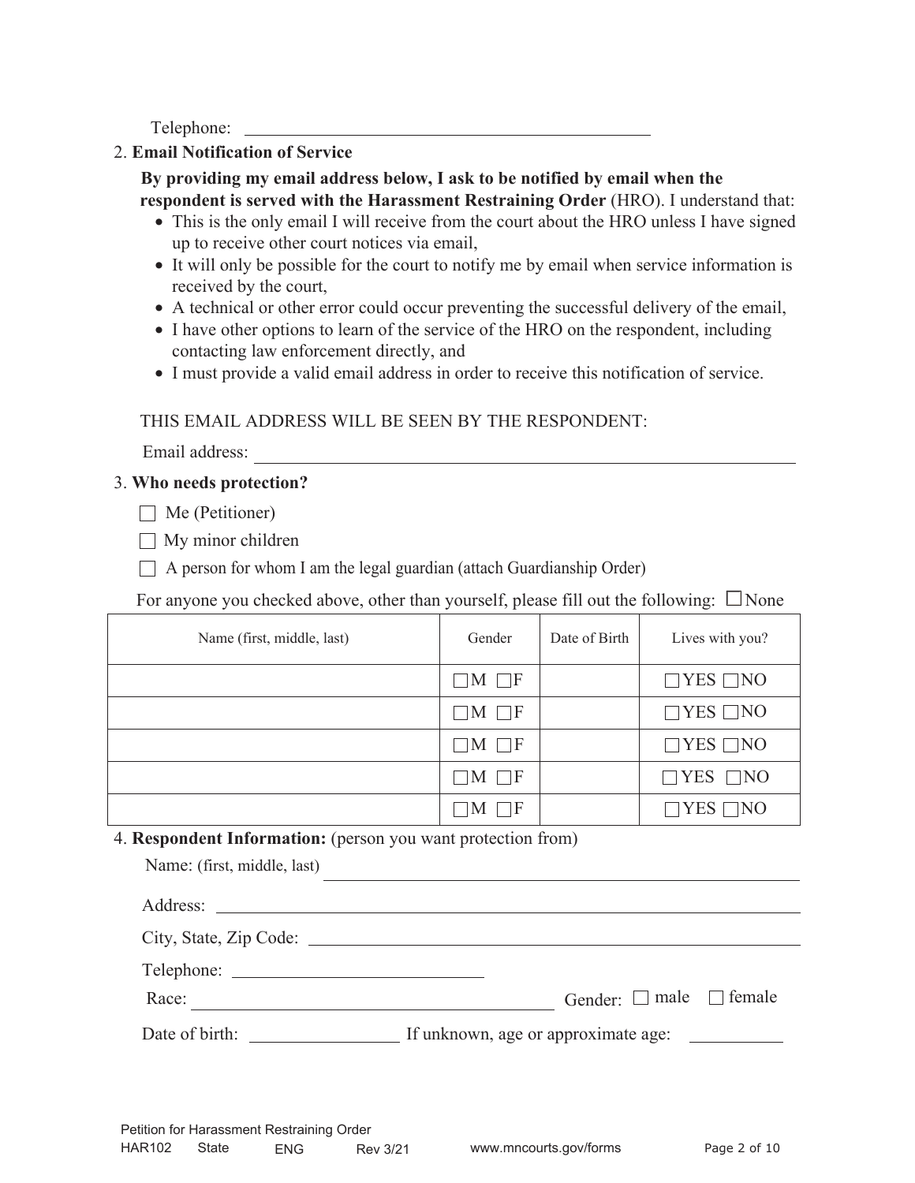Telephone: ______________________________________________

2. **Email Notification of Service**

   **By providing my email address below, I ask to be notified by email when the respondent is served with the Harassment Restraining Order** (HRO). I understand that:

   - This is the only email I will receive from the court about the HRO unless I have signed up to receive other court notices via email,
   - It will only be possible for the court to notify me by email when service information is received by the court,
   - A technical or other error could occur preventing the successful delivery of the email,
   - I have other options to learn of the service of the HRO on the respondent, including contacting law enforcement directly, and
   - I must provide a valid email address in order to receive this notification of service.

   THIS EMAIL ADDRESS WILL BE SEEN BY THE RESPONDENT:

   Email address: ______________________________________________

3. **Who needs protection?**

   ☐ Me (Petitioner)

   ☐ My minor children

   ☐ A person for whom I am the legal guardian (attach Guardianship Order)

   For anyone you checked above, other than yourself, please fill out the following: ☐ None

| Name (first, middle, last) | Gender | Date of Birth | Lives with you? |
|---|---|---|---|
| | ☐M ☐F | | ☐YES ☐NO |
| | ☐M ☐F | | ☐YES ☐NO |
| | ☐M ☐F | | ☐YES ☐NO |
| | ☐M ☐F | | ☐YES ☐NO |
| | ☐M ☐F | | ☐YES ☐NO |

4. **Respondent Information:** (person you want protection from)

   Name: (first, middle, last) ______________________________________________

   Address: ______________________________________________

   City, State, Zip Code: ______________________________________________

   Telephone: ______________________________

   Race: ______________________________ Gender: ☐ male ☐ female

   Date of birth: ________________ If unknown, age or approximate age: __________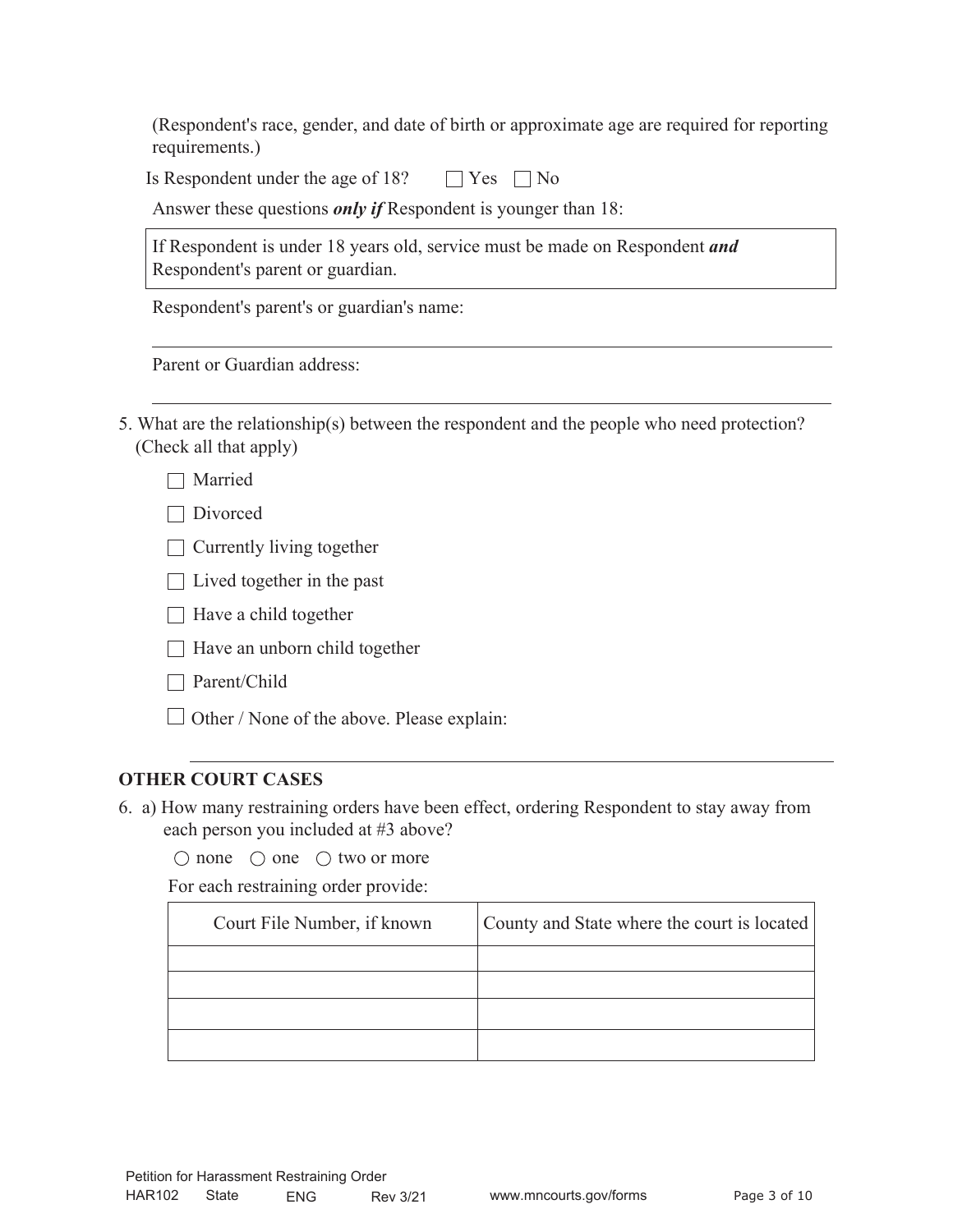(Respondent's race, gender, and date of birth or approximate age are required for reporting requirements.)

Is Respondent under the age of 18? ☐ Yes ☐ No

Answer these questions ***only if*** Respondent is younger than 18:

> If Respondent is under 18 years old, service must be made on Respondent ***and*** Respondent's parent or guardian.

Respondent's parent's or guardian's name:

______________________________________________________________

Parent or Guardian address:

______________________________________________________________

5. What are the relationship(s) between the respondent and the people who need protection? (Check all that apply)

   ☐ Married

   ☐ Divorced

   ☐ Currently living together

   ☐ Lived together in the past

   ☐ Have a child together

   ☐ Have an unborn child together

   ☐ Parent/Child

   ☐ Other / None of the above. Please explain:

   ______________________________________________________________

## OTHER COURT CASES

6. a) How many restraining orders have been effect, ordering Respondent to stay away from each person you included at #3 above?

   ○ none ○ one ○ two or more

   For each restraining order provide:

| Court File Number, if known | County and State where the court is located |
|---|---|
| | |
| | |
| | |
| | |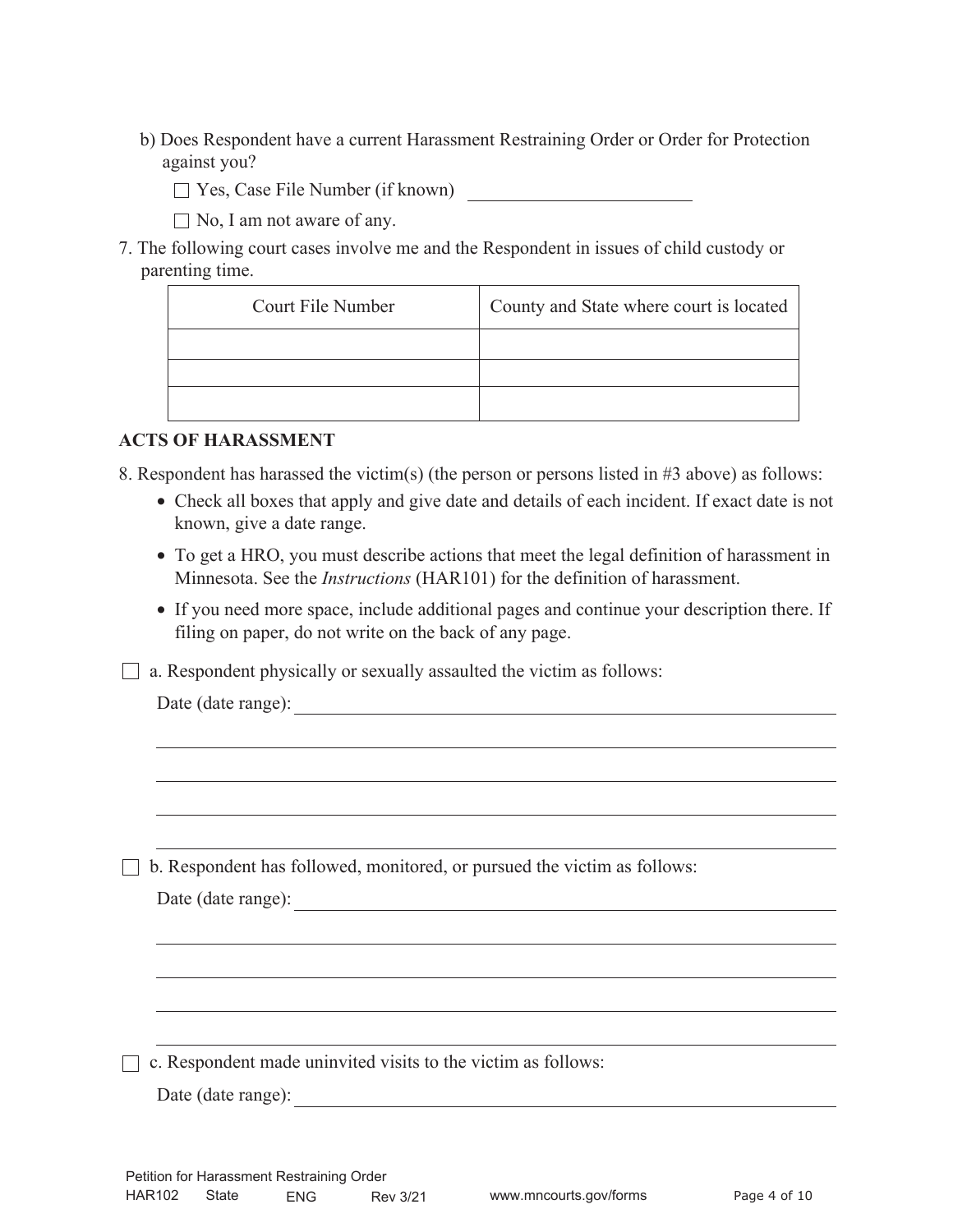b) Does Respondent have a current Harassment Restraining Order or Order for Protection against you?

☐ Yes, Case File Number (if known) \_\_\_\_\_\_\_\_\_\_\_\_\_\_\_\_\_\_\_\_

☐ No, I am not aware of any.

7. The following court cases involve me and the Respondent in issues of child custody or parenting time.

| Court File Number | County and State where court is located |
|---|---|
| | |
| | |
| | |

**ACTS OF HARASSMENT**

8. Respondent has harassed the victim(s) (the person or persons listed in #3 above) as follows:
   - Check all boxes that apply and give date and details of each incident. If exact date is not known, give a date range.
   - To get a HRO, you must describe actions that meet the legal definition of harassment in Minnesota. See the *Instructions* (HAR101) for the definition of harassment.
   - If you need more space, include additional pages and continue your description there. If filing on paper, do not write on the back of any page.

☐ a. Respondent physically or sexually assaulted the victim as follows:

Date (date range): \_\_\_\_\_\_\_\_\_\_\_\_\_\_\_\_\_\_\_\_\_\_\_\_\_\_\_\_\_\_\_\_\_\_\_\_\_\_\_\_

\_\_\_\_\_\_\_\_\_\_\_\_\_\_\_\_\_\_\_\_\_\_\_\_\_\_\_\_\_\_\_\_\_\_\_\_\_\_\_\_\_\_\_\_\_\_\_\_\_\_\_\_\_\_\_\_

\_\_\_\_\_\_\_\_\_\_\_\_\_\_\_\_\_\_\_\_\_\_\_\_\_\_\_\_\_\_\_\_\_\_\_\_\_\_\_\_\_\_\_\_\_\_\_\_\_\_\_\_\_\_\_\_

\_\_\_\_\_\_\_\_\_\_\_\_\_\_\_\_\_\_\_\_\_\_\_\_\_\_\_\_\_\_\_\_\_\_\_\_\_\_\_\_\_\_\_\_\_\_\_\_\_\_\_\_\_\_\_\_

\_\_\_\_\_\_\_\_\_\_\_\_\_\_\_\_\_\_\_\_\_\_\_\_\_\_\_\_\_\_\_\_\_\_\_\_\_\_\_\_\_\_\_\_\_\_\_\_\_\_\_\_\_\_\_\_

☐ b. Respondent has followed, monitored, or pursued the victim as follows:

Date (date range): \_\_\_\_\_\_\_\_\_\_\_\_\_\_\_\_\_\_\_\_\_\_\_\_\_\_\_\_\_\_\_\_\_\_\_\_\_\_\_\_

\_\_\_\_\_\_\_\_\_\_\_\_\_\_\_\_\_\_\_\_\_\_\_\_\_\_\_\_\_\_\_\_\_\_\_\_\_\_\_\_\_\_\_\_\_\_\_\_\_\_\_\_\_\_\_\_

\_\_\_\_\_\_\_\_\_\_\_\_\_\_\_\_\_\_\_\_\_\_\_\_\_\_\_\_\_\_\_\_\_\_\_\_\_\_\_\_\_\_\_\_\_\_\_\_\_\_\_\_\_\_\_\_

\_\_\_\_\_\_\_\_\_\_\_\_\_\_\_\_\_\_\_\_\_\_\_\_\_\_\_\_\_\_\_\_\_\_\_\_\_\_\_\_\_\_\_\_\_\_\_\_\_\_\_\_\_\_\_\_

\_\_\_\_\_\_\_\_\_\_\_\_\_\_\_\_\_\_\_\_\_\_\_\_\_\_\_\_\_\_\_\_\_\_\_\_\_\_\_\_\_\_\_\_\_\_\_\_\_\_\_\_\_\_\_\_

☐ c. Respondent made uninvited visits to the victim as follows:

Date (date range): \_\_\_\_\_\_\_\_\_\_\_\_\_\_\_\_\_\_\_\_\_\_\_\_\_\_\_\_\_\_\_\_\_\_\_\_\_\_\_\_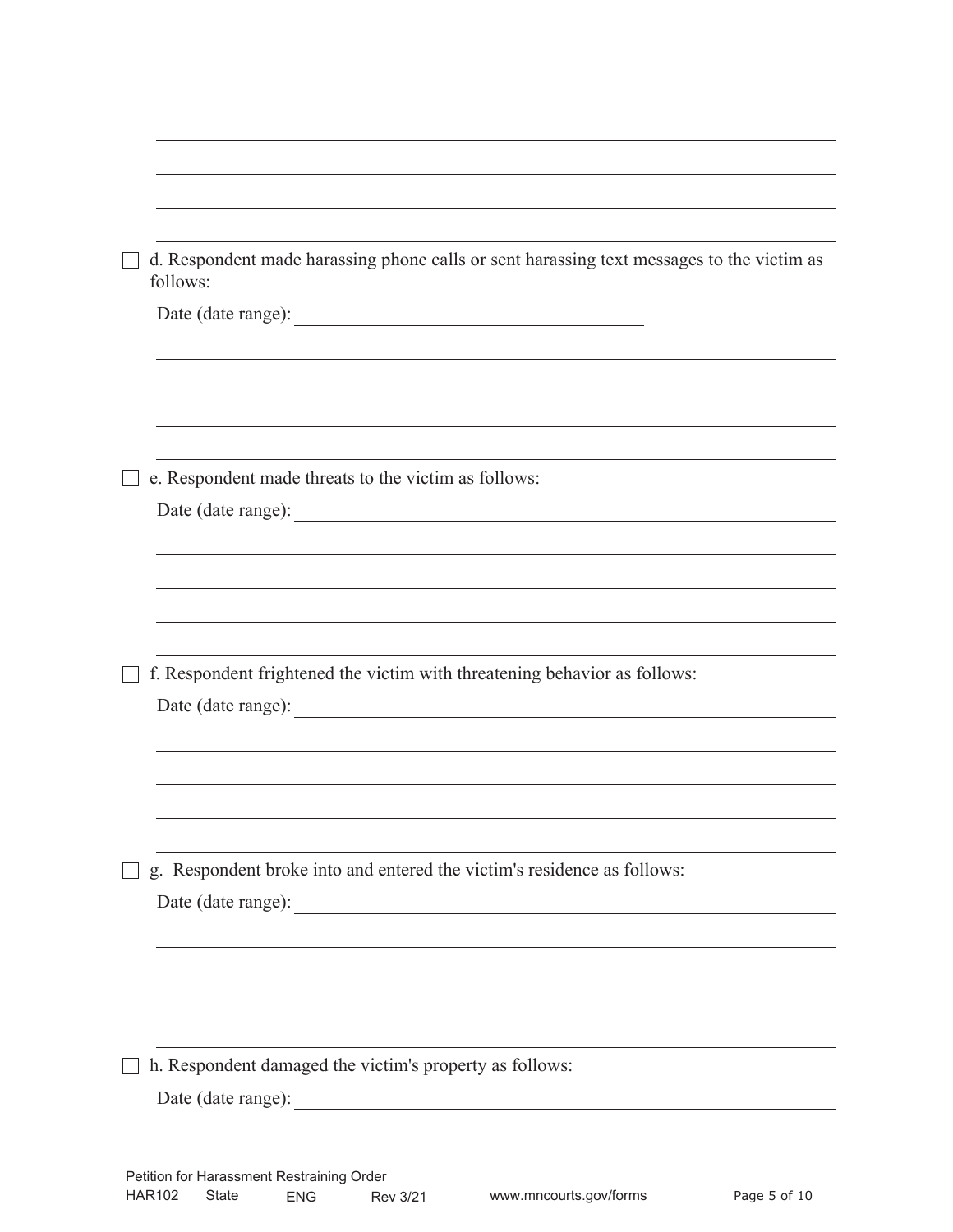☐ d. Respondent made harassing phone calls or sent harassing text messages to the victim as follows:

Date (date range): ______________________

☐ e. Respondent made threats to the victim as follows:

Date (date range): ______________________

☐ f. Respondent frightened the victim with threatening behavior as follows:

Date (date range): ______________________

☐ g. Respondent broke into and entered the victim's residence as follows:

Date (date range): ______________________

☐ h. Respondent damaged the victim's property as follows:

Date (date range): ______________________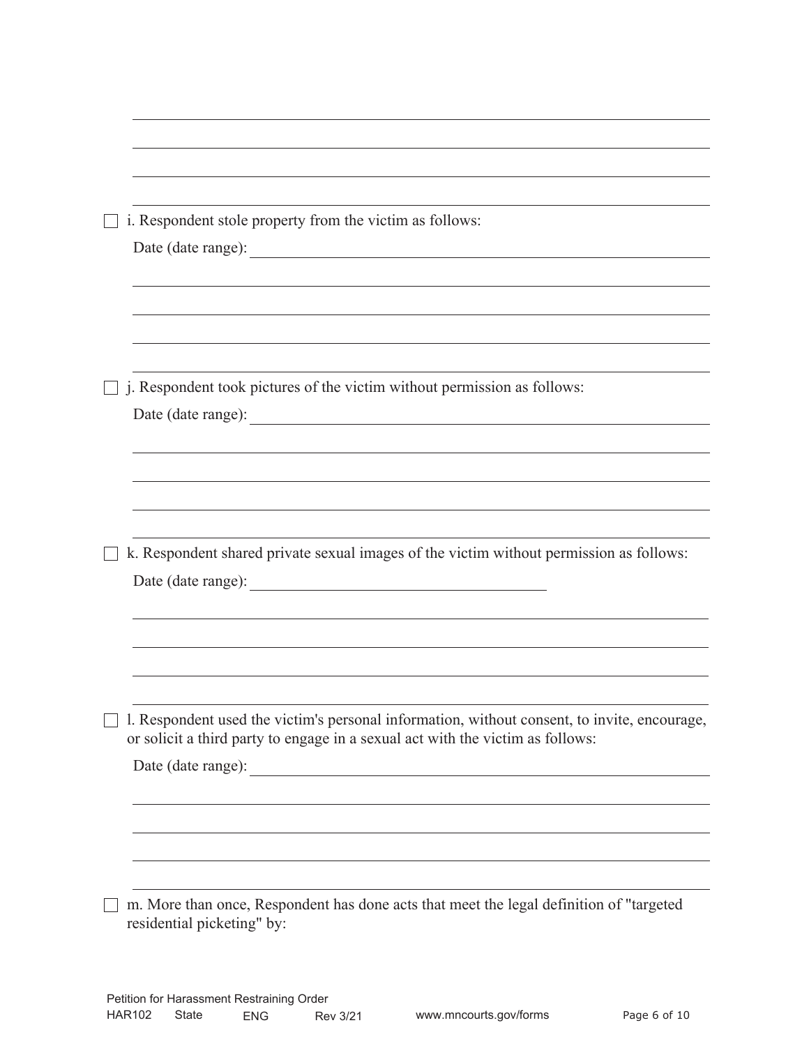☐ i. Respondent stole property from the victim as follows:

Date (date range): ____________________________________________

______________________________________________________________

______________________________________________________________

______________________________________________________________

______________________________________________________________

☐ j. Respondent took pictures of the victim without permission as follows:

Date (date range): ____________________________________________

______________________________________________________________

______________________________________________________________

______________________________________________________________

______________________________________________________________

☐ k. Respondent shared private sexual images of the victim without permission as follows:

Date (date range): ____________________________

______________________________________________________________

______________________________________________________________

______________________________________________________________

______________________________________________________________

☐ l. Respondent used the victim's personal information, without consent, to invite, encourage, or solicit a third party to engage in a sexual act with the victim as follows:

Date (date range): ____________________________________________

______________________________________________________________

______________________________________________________________

______________________________________________________________

______________________________________________________________

☐ m. More than once, Respondent has done acts that meet the legal definition of "targeted residential picketing" by: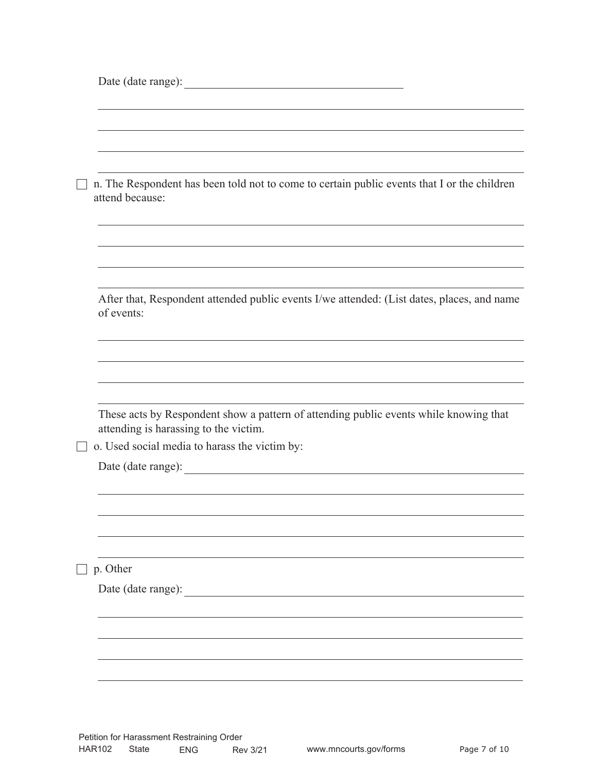Date (date range): ______________________

______________________

______________________

______________________

______________________

☐ n. The Respondent has been told not to come to certain public events that I or the children attend because:

______________________

______________________

______________________

______________________

After that, Respondent attended public events I/we attended: (List dates, places, and name of events:

______________________

______________________

______________________

______________________

These acts by Respondent show a pattern of attending public events while knowing that attending is harassing to the victim.

☐ o. Used social media to harass the victim by:

Date (date range): ______________________

______________________

______________________

______________________

______________________

☐ p. Other

Date (date range): ______________________

______________________

______________________

______________________

______________________

Petition for Harassment Restraining Order
HAR102 State ENG Rev 3/21 www.mncourts.gov/forms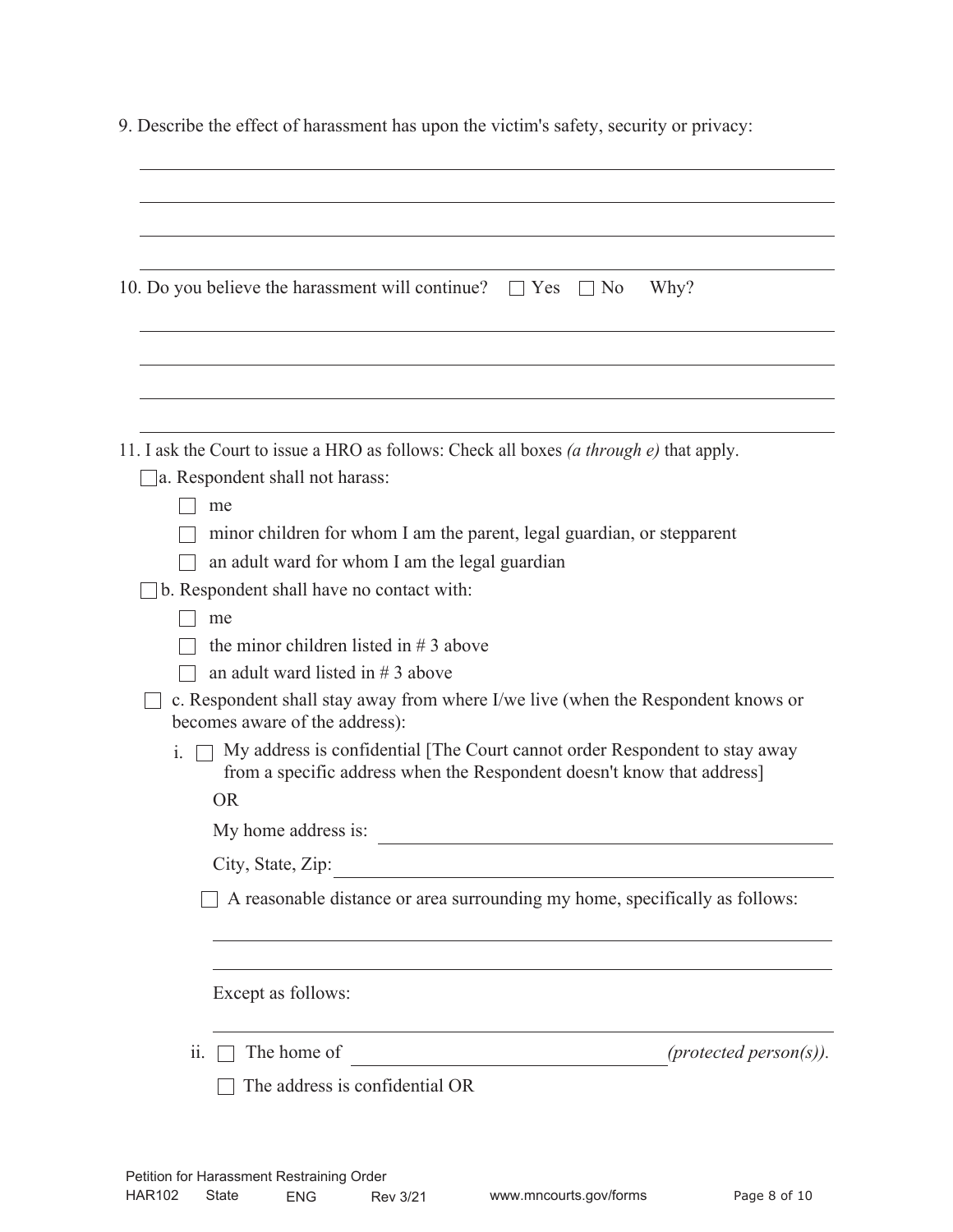9. Describe the effect of harassment has upon the victim's safety, security or privacy:

\_\_\_\_\_\_\_\_\_\_\_\_\_\_\_\_\_\_\_\_\_\_\_\_\_\_\_\_\_\_\_\_\_\_\_\_\_\_\_\_\_\_\_\_\_\_\_\_\_\_\_\_\_\_\_\_\_\_\_\_\_\_\_\_\_\_\_\_\_\_\_\_

\_\_\_\_\_\_\_\_\_\_\_\_\_\_\_\_\_\_\_\_\_\_\_\_\_\_\_\_\_\_\_\_\_\_\_\_\_\_\_\_\_\_\_\_\_\_\_\_\_\_\_\_\_\_\_\_\_\_\_\_\_\_\_\_\_\_\_\_\_\_\_\_

\_\_\_\_\_\_\_\_\_\_\_\_\_\_\_\_\_\_\_\_\_\_\_\_\_\_\_\_\_\_\_\_\_\_\_\_\_\_\_\_\_\_\_\_\_\_\_\_\_\_\_\_\_\_\_\_\_\_\_\_\_\_\_\_\_\_\_\_\_\_\_\_

\_\_\_\_\_\_\_\_\_\_\_\_\_\_\_\_\_\_\_\_\_\_\_\_\_\_\_\_\_\_\_\_\_\_\_\_\_\_\_\_\_\_\_\_\_\_\_\_\_\_\_\_\_\_\_\_\_\_\_\_\_\_\_\_\_\_\_\_\_\_\_\_

10. Do you believe the harassment will continue? ☐ Yes ☐ No Why?

\_\_\_\_\_\_\_\_\_\_\_\_\_\_\_\_\_\_\_\_\_\_\_\_\_\_\_\_\_\_\_\_\_\_\_\_\_\_\_\_\_\_\_\_\_\_\_\_\_\_\_\_\_\_\_\_\_\_\_\_\_\_\_\_\_\_\_\_\_\_\_\_

\_\_\_\_\_\_\_\_\_\_\_\_\_\_\_\_\_\_\_\_\_\_\_\_\_\_\_\_\_\_\_\_\_\_\_\_\_\_\_\_\_\_\_\_\_\_\_\_\_\_\_\_\_\_\_\_\_\_\_\_\_\_\_\_\_\_\_\_\_\_\_\_

\_\_\_\_\_\_\_\_\_\_\_\_\_\_\_\_\_\_\_\_\_\_\_\_\_\_\_\_\_\_\_\_\_\_\_\_\_\_\_\_\_\_\_\_\_\_\_\_\_\_\_\_\_\_\_\_\_\_\_\_\_\_\_\_\_\_\_\_\_\_\_\_

\_\_\_\_\_\_\_\_\_\_\_\_\_\_\_\_\_\_\_\_\_\_\_\_\_\_\_\_\_\_\_\_\_\_\_\_\_\_\_\_\_\_\_\_\_\_\_\_\_\_\_\_\_\_\_\_\_\_\_\_\_\_\_\_\_\_\_\_\_\_\_\_

11. I ask the Court to issue a HRO as follows: Check all boxes *(a through e)* that apply.

☐ a. Respondent shall not harass:

- ☐ me
- ☐ minor children for whom I am the parent, legal guardian, or stepparent
- ☐ an adult ward for whom I am the legal guardian

☐ b. Respondent shall have no contact with:

- ☐ me
- ☐ the minor children listed in # 3 above
- ☐ an adult ward listed in # 3 above

☐ c. Respondent shall stay away from where I/we live (when the Respondent knows or becomes aware of the address):

i. ☐ My address is confidential [The Court cannot order Respondent to stay away from a specific address when the Respondent doesn't know that address]

OR

My home address is: \_\_\_\_\_\_\_\_\_\_\_\_\_\_\_\_\_\_\_\_\_\_\_\_\_\_\_\_\_\_\_\_\_\_\_\_\_\_\_\_

City, State, Zip: \_\_\_\_\_\_\_\_\_\_\_\_\_\_\_\_\_\_\_\_\_\_\_\_\_\_\_\_\_\_\_\_\_\_\_\_\_\_\_\_

☐ A reasonable distance or area surrounding my home, specifically as follows:

\_\_\_\_\_\_\_\_\_\_\_\_\_\_\_\_\_\_\_\_\_\_\_\_\_\_\_\_\_\_\_\_\_\_\_\_\_\_\_\_\_\_\_\_\_\_\_\_\_\_\_\_\_\_\_\_\_\_\_\_\_\_

\_\_\_\_\_\_\_\_\_\_\_\_\_\_\_\_\_\_\_\_\_\_\_\_\_\_\_\_\_\_\_\_\_\_\_\_\_\_\_\_\_\_\_\_\_\_\_\_\_\_\_\_\_\_\_\_\_\_\_\_\_\_

Except as follows:

\_\_\_\_\_\_\_\_\_\_\_\_\_\_\_\_\_\_\_\_\_\_\_\_\_\_\_\_\_\_\_\_\_\_\_\_\_\_\_\_\_\_\_\_\_\_\_\_\_\_\_\_\_\_\_\_\_\_\_\_\_\_

ii. ☐ The home of \_\_\_\_\_\_\_\_\_\_\_\_\_\_\_\_\_\_\_\_\_\_\_\_\_\_\_\_\_\_ *(protected person(s))*.

☐ The address is confidential OR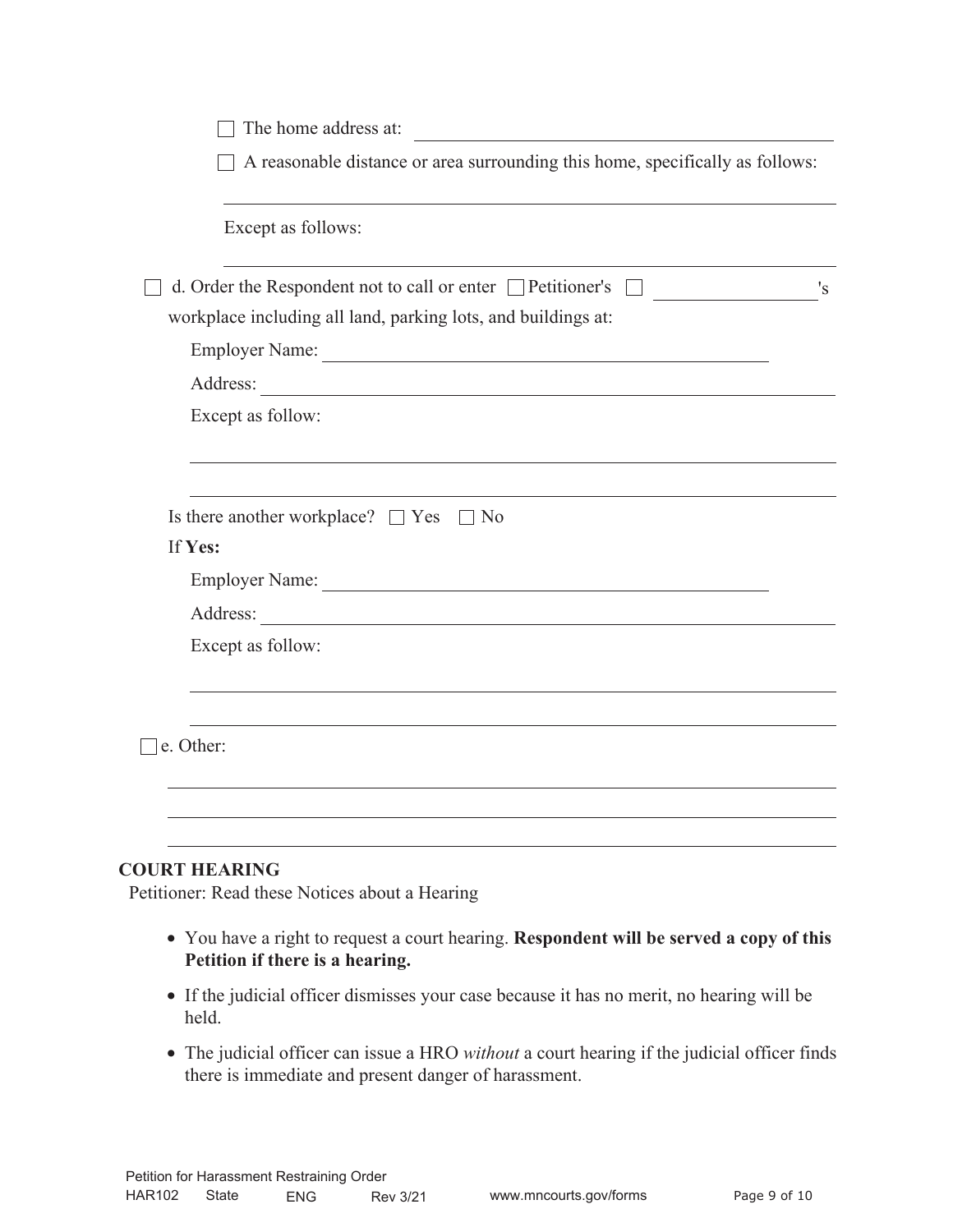☐ The home address at: ______________________________

☐ A reasonable distance or area surrounding this home, specifically as follows:

______________________________

Except as follows:

______________________________

☐ d. Order the Respondent not to call or enter ☐ Petitioner's ☐ ______________'s workplace including all land, parking lots, and buildings at:

Employer Name: ______________________________

Address: ______________________________

Except as follow:

______________________________

______________________________

Is there another workplace? ☐ Yes ☐ No

If **Yes:**

Employer Name: ______________________________

Address: ______________________________

Except as follow:

______________________________

______________________________

☐ e. Other:

______________________________

______________________________

______________________________

## COURT HEARING

Petitioner: Read these Notices about a Hearing

- You have a right to request a court hearing. **Respondent will be served a copy of this Petition if there is a hearing.**
- If the judicial officer dismisses your case because it has no merit, no hearing will be held.
- The judicial officer can issue a HRO *without* a court hearing if the judicial officer finds there is immediate and present danger of harassment.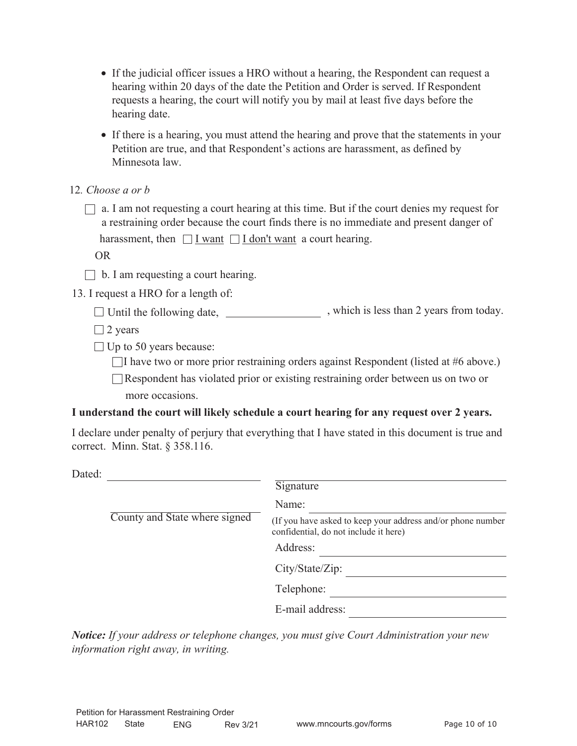- If the judicial officer issues a HRO without a hearing, the Respondent can request a hearing within 20 days of the date the Petition and Order is served. If Respondent requests a hearing, the court will notify you by mail at least five days before the hearing date.
- If there is a hearing, you must attend the hearing and prove that the statements in your Petition are true, and that Respondent's actions are harassment, as defined by Minnesota law.

12. *Choose a or b*

☐ a. I am not requesting a court hearing at this time. But if the court denies my request for a restraining order because the court finds there is no immediate and present danger of harassment, then ☐ I want ☐ I don't want a court hearing.

OR

☐ b. I am requesting a court hearing.

13. I request a HRO for a length of:

☐ Until the following date, ________________ , which is less than 2 years from today.

☐ 2 years

☐ Up to 50 years because:

☐ I have two or more prior restraining orders against Respondent (listed at #6 above.)

☐ Respondent has violated prior or existing restraining order between us on two or more occasions.

**I understand the court will likely schedule a court hearing for any request over 2 years.**

I declare under penalty of perjury that everything that I have stated in this document is true and correct. Minn. Stat. § 358.116.

Dated: ________________________

________________________
County and State where signed

________________________
Signature

Name: ________________________

(If you have asked to keep your address and/or phone number confidential, do not include it here)

Address: ________________________

City/State/Zip: ________________________

Telephone: ________________________

E-mail address: ________________________

***Notice:*** *If your address or telephone changes, you must give Court Administration your new information right away, in writing.*